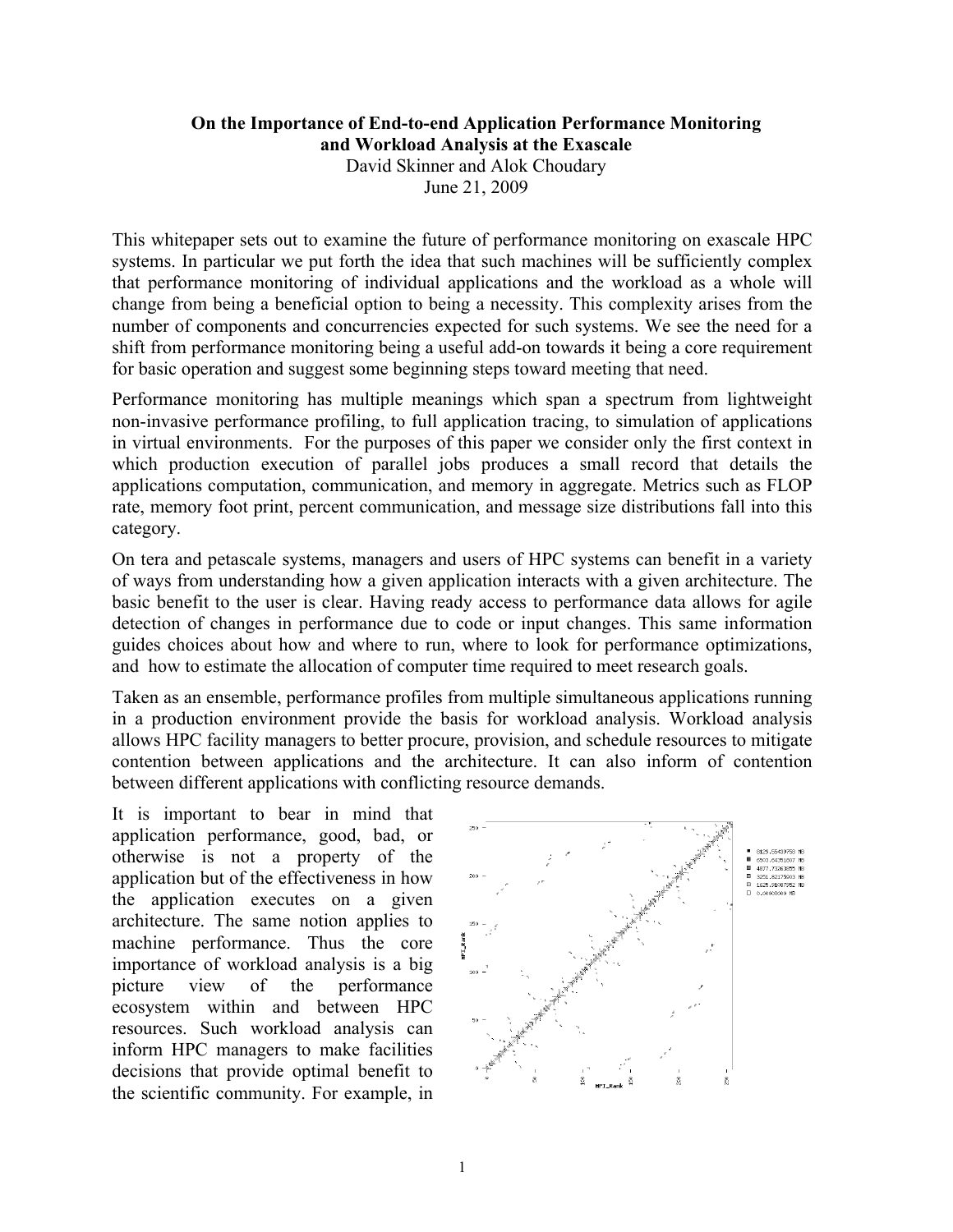**On the Importance of End-to-end Application Performance Monitoring and Workload Analysis at the Exascale**

David Skinner and Alok Choudary

June 21, 2009

This whitepaper sets out to examine the future of performance monitoring on exascale HPC systems. In particular we put forth the idea that such machines will be sufficiently complex that performance monitoring of individual applications and the workload as a whole will change from being a beneficial option to being a necessity. This complexity arises from the number of components and concurrencies expected for such systems. We see the need for a shift from performance monitoring being a useful add-on towards it being a core requirement for basic operation and suggest some beginning steps toward meeting that need.

Performance monitoring has multiple meanings which span a spectrum from lightweight non-invasive performance profiling, to full application tracing, to simulation of applications in virtual environments. For the purposes of this paper we consider only the first context in which production execution of parallel jobs produces a small record that details the applications computation, communication, and memory in aggregate. Metrics such as FLOP rate, memory foot print, percent communication, and message size distributions fall into this category.

On tera and petascale systems, managers and users of HPC systems can benefit in a variety of ways from understanding how a given application interacts with a given architecture. The basic benefit to the user is clear. Having ready access to performance data allows for agile detection of changes in performance due to code or input changes. This same information guides choices about how and where to run, where to look for performance optimizations, and how to estimate the allocation of computer time required to meet research goals.

Taken as an ensemble, performance profiles from multiple simultaneous applications running in a production environment provide the basis for workload analysis. Workload analysis allows HPC facility managers to better procure, provision, and schedule resources to mitigate contention between applications and the architecture. It can also inform of contention between different applications with conflicting resource demands.

It is important to bear in mind that application performance, good, bad, or otherwise is not a property of the application but of the effectiveness in how the application executes on a given architecture. The same notion applies to machine performance. Thus the core importance of workload analysis is a big picture view of the performance ecosystem within and between HPC resources. Such workload analysis can inform HPC managers to make facilities decisions that provide optimal benefit to the scientific community. For example, in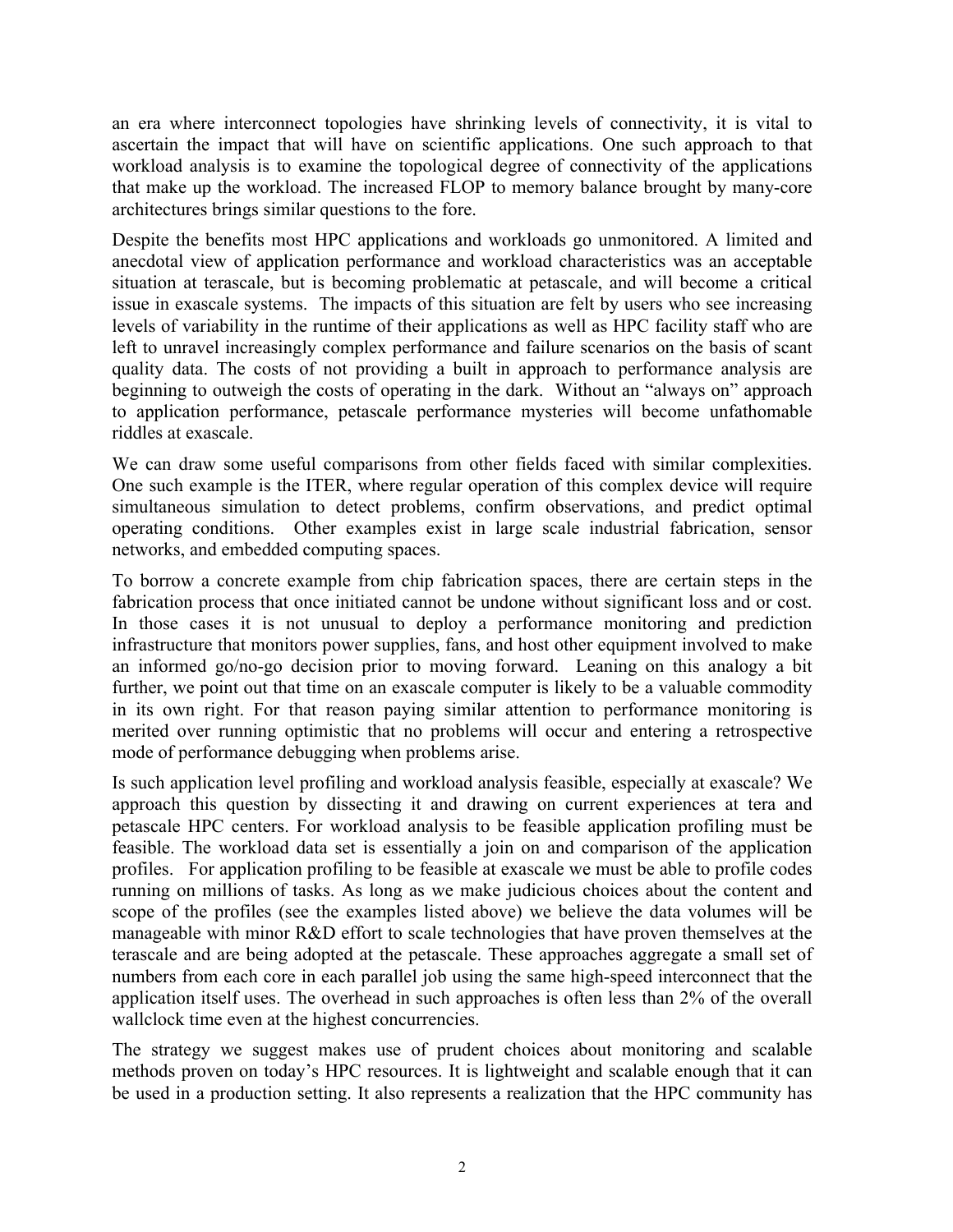an era where interconnect topologies have shrinking levels of connectivity, it is vital to ascertain the impact that will have on scientific applications. One such approach to that workload analysis is to examine the topological degree of connectivity of the applications that make up the workload. The increased FLOP to memory balance brought by many-core architectures brings similar questions to the fore.

Despite the benefits most HPC applications and workloads go unmonitored. A limited and anecdotal view of application performance and workload characteristics was an acceptable situation at terascale, but is becoming problematic at petascale, and will become a critical issue in exascale systems. The impacts of this situation are felt by users who see increasing levels of variability in the runtime of their applications as well as HPC facility staff who are left to unravel increasingly complex performance and failure scenarios on the basis of scant quality data. The costs of not providing a built in approach to performance analysis are beginning to outweigh the costs of operating in the dark. Without an "always on" approach to application performance, petascale performance mysteries will become unfathomable riddles at exascale.

We can draw some useful comparisons from other fields faced with similar complexities. One such example is the ITER, where regular operation of this complex device will require simultaneous simulation to detect problems, confirm observations, and predict optimal operating conditions. Other examples exist in large scale industrial fabrication, sensor networks, and embedded computing spaces.

To borrow a concrete example from chip fabrication spaces, there are certain steps in the fabrication process that once initiated cannot be undone without significant loss and or cost. In those cases it is not unusual to deploy a performance monitoring and prediction infrastructure that monitors power supplies, fans, and host other equipment involved to make an informed go/no-go decision prior to moving forward. Leaning on this analogy a bit further, we point out that time on an exascale computer is likely to be a valuable commodity in its own right. For that reason paying similar attention to performance monitoring is merited over running optimistic that no problems will occur and entering a retrospective mode of performance debugging when problems arise.

Is such application level profiling and workload analysis feasible, especially at exascale? We approach this question by dissecting it and drawing on current experiences at tera and petascale HPC centers. For workload analysis to be feasible application profiling must be feasible. The workload data set is essentially a join on and comparison of the application profiles. For application profiling to be feasible at exascale we must be able to profile codes running on millions of tasks. As long as we make judicious choices about the content and scope of the profiles (see the examples listed above) we believe the data volumes will be manageable with minor R&D effort to scale technologies that have proven themselves at the terascale and are being adopted at the petascale. These approaches aggregate a small set of numbers from each core in each parallel job using the same high-speed interconnect that the application itself uses. The overhead in such approaches is often less than 2% of the overall wallclock time even at the highest concurrencies.

The strategy we suggest makes use of prudent choices about monitoring and scalable methods proven on today's HPC resources. It is lightweight and scalable enough that it can be used in a production setting. It also represents a realization that the HPC community has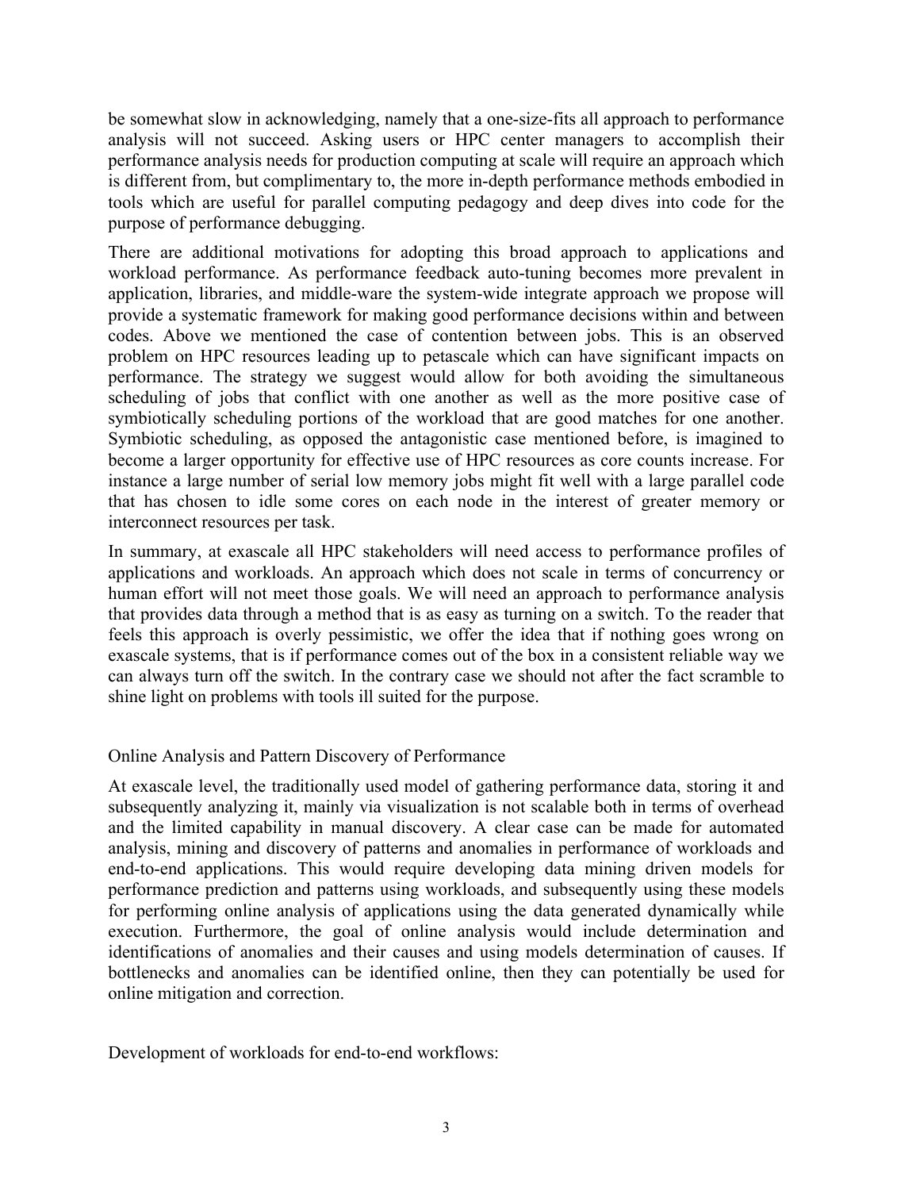be somewhat slow in acknowledging, namely that a one-size-fits all approach to performance analysis will not succeed. Asking users or HPC center managers to accomplish their performance analysis needs for production computing at scale will require an approach which is different from, but complimentary to, the more in-depth performance methods embodied in tools which are useful for parallel computing pedagogy and deep dives into code for the purpose of performance debugging.

There are additional motivations for adopting this broad approach to applications and workload performance. As performance feedback auto-tuning becomes more prevalent in application, libraries, and middle-ware the system-wide integrate approach we propose will provide a systematic framework for making good performance decisions within and between codes. Above we mentioned the case of contention between jobs. This is an observed problem on HPC resources leading up to petascale which can have significant impacts on performance. The strategy we suggest would allow for both avoiding the simultaneous scheduling of jobs that conflict with one another as well as the more positive case of symbiotically scheduling portions of the workload that are good matches for one another. Symbiotic scheduling, as opposed the antagonistic case mentioned before, is imagined to become a larger opportunity for effective use of HPC resources as core counts increase. For instance a large number of serial low memory jobs might fit well with a large parallel code that has chosen to idle some cores on each node in the interest of greater memory or interconnect resources per task.

In summary, at exascale all HPC stakeholders will need access to performance profiles of applications and workloads. An approach which does not scale in terms of concurrency or human effort will not meet those goals. We will need an approach to performance analysis that provides data through a method that is as easy as turning on a switch. To the reader that feels this approach is overly pessimistic, we offer the idea that if nothing goes wrong on exascale systems, that is if performance comes out of the box in a consistent reliable way we can always turn off the switch. In the contrary case we should not after the fact scramble to shine light on problems with tools ill suited for the purpose.

## Online Analysis and Pattern Discovery of Performance

At exascale level, the traditionally used model of gathering performance data, storing it and subsequently analyzing it, mainly via visualization is not scalable both in terms of overhead and the limited capability in manual discovery. A clear case can be made for automated analysis, mining and discovery of patterns and anomalies in performance of workloads and end-to-end applications. This would require developing data mining driven models for performance prediction and patterns using workloads, and subsequently using these models for performing online analysis of applications using the data generated dynamically while execution. Furthermore, the goal of online analysis would include determination and identifications of anomalies and their causes and using models determination of causes. If bottlenecks and anomalies can be identified online, then they can potentially be used for online mitigation and correction.

## Development of workloads for end-to-end workflows: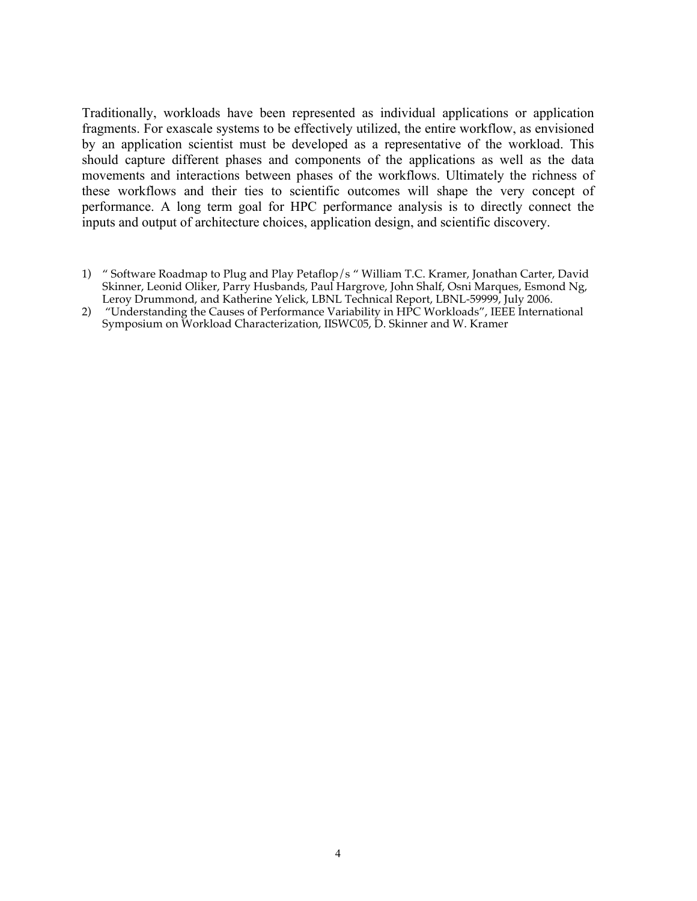Traditionally, workloads have been represented as individual applications or application fragments. For exascale systems to be effectively utilized, the entire workflow, as envisioned by an application scientist must be developed as a representative of the workload. This should capture different phases and components of the applications as well as the data movements and interactions between phases of the workflows. Ultimately the richness of these workflows and their ties to scientific outcomes will shape the very concept of performance. A long term goal for HPC performance analysis is to directly connect the inputs and output of architecture choices, application design, and scientific discovery.

1) " Software Roadmap to Plug and Play Petaflop/s " William T.C. Kramer, Jonathan Carter, David Skinner, Leonid Oliker, Parry Husbands, Paul Hargrove, John Shalf, Osni Marques, Esmond Ng, Leroy Drummond, and Katherine Yelick, LBNL Technical Report, LBNL-59999, July 2006.
2) "Understanding the Causes of Performance Variability in HPC Workloads", IEEE International Symposium on Workload Characterization, IISWC05, D. Skinner and W. Kramer